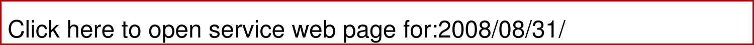Click here to open service web page for:2008/08/31/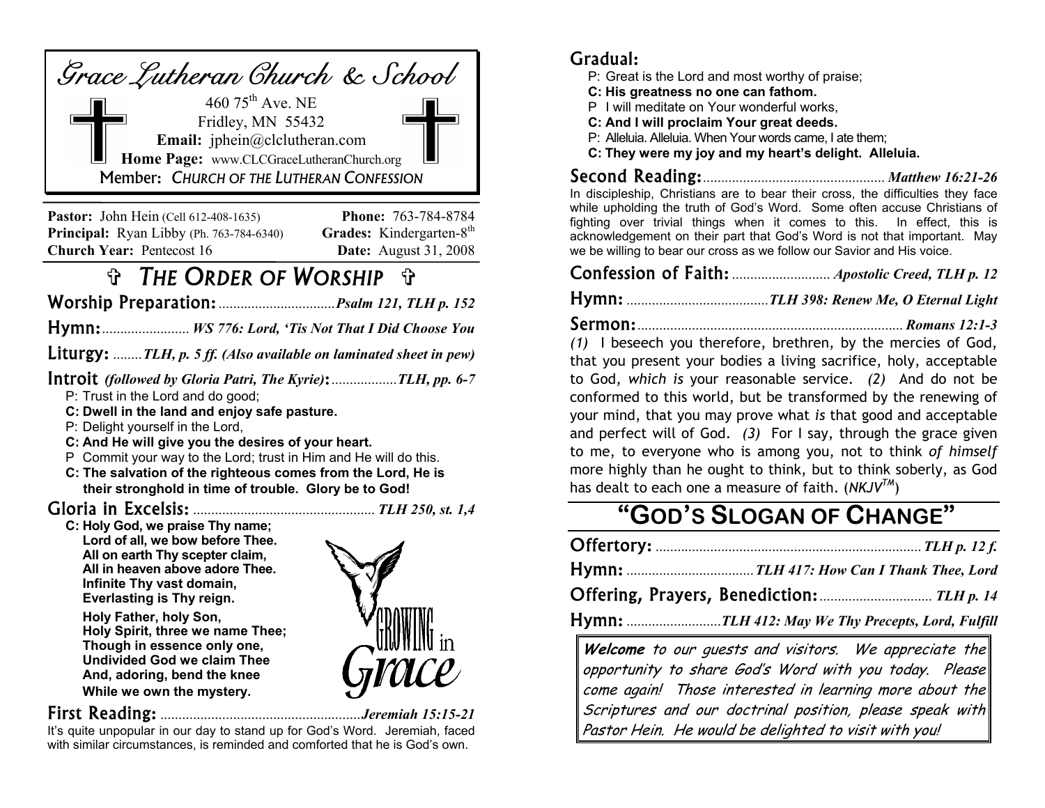# Grace Lutheran Church & School

460 75th Ave. NE
Fridley, MN 55432
**Email:** jphein@clclutheran.com
**Home Page:** www.CLCGraceLutheranChurch.org
Member: *CHURCH OF THE LUTHERAN CONFESSION*

**Pastor:** John Hein (Cell 612-408-1635) **Phone:** 763-784-8784
**Principal:** Ryan Libby (Ph. 763-784-6340) **Grades:** Kindergarten-8th
**Church Year:** Pentecost 16 **Date:** August 31, 2008

## ✞ *THE ORDER OF WORSHIP* ✞

**Worship Preparation:** ................................ ***Psalm 121, TLH p. 152***

**Hymn:** ........................ ***WS 776: Lord, 'Tis Not That I Did Choose You***

**Liturgy:** ........ ***TLH, p. 5 ff. (Also available on laminated sheet in pew)***

**Introit** ***(followed by Gloria Patri, The Kyrie)*:** .................. ***TLH, pp. 6-7***

P: Trust in the Lord and do good;
**C: Dwell in the land and enjoy safe pasture.**
P: Delight yourself in the Lord,
**C: And He will give you the desires of your heart.**
P Commit your way to the Lord; trust in Him and He will do this.
**C: The salvation of the righteous comes from the Lord, He is their stronghold in time of trouble. Glory be to God!**

**Gloria in Excelsis:** .................................................. ***TLH 250, st. 1,4***

**C: Holy God, we praise Thy name;**
**Lord of all, we bow before Thee.**
**All on earth Thy scepter claim,**
**All in heaven above adore Thee.**
**Infinite Thy vast domain,**
**Everlasting is Thy reign.**

**Holy Father, holy Son,**
**Holy Spirit, three we name Thee;**
**Though in essence only one,**
**Undivided God we claim Thee**
**And, adoring, bend the knee**
**While we own the mystery.**

GROWING in Grace

**First Reading:** ....................................................... ***Jeremiah 15:15-21***
It's quite unpopular in our day to stand up for God's Word. Jeremiah, faced with similar circumstances, is reminded and comforted that he is God's own.

**Gradual:**

P: Great is the Lord and most worthy of praise;
**C: His greatness no one can fathom.**
P I will meditate on Your wonderful works,
**C: And I will proclaim Your great deeds.**
P: Alleluia. Alleluia. When Your words came, I ate them;
**C: They were my joy and my heart's delight. Alleluia.**

**Second Reading:** .................................................. ***Matthew 16:21-26***
In discipleship, Christians are to bear their cross, the difficulties they face while upholding the truth of God's Word. Some often accuse Christians of fighting over trivial things when it comes to this. In effect, this is acknowledgement on their part that God's Word is not that important. May we be willing to bear our cross as we follow our Savior and His voice.

**Confession of Faith:** ........................... ***Apostolic Creed, TLH p. 12***

**Hymn:** ....................................... ***TLH 398: Renew Me, O Eternal Light***

**Sermon:** ........................................................................ ***Romans 12:1-3***
*(1)* I beseech you therefore, brethren, by the mercies of God, that you present your bodies a living sacrifice, holy, acceptable to God, *which is* your reasonable service. *(2)* And do not be conformed to this world, but be transformed by the renewing of your mind, that you may prove what *is* that good and acceptable and perfect will of God. *(3)* For I say, through the grace given to me, to everyone who is among you, not to think *of himself* more highly than he ought to think, but to think soberly, as God has dealt to each one a measure of faith. (*NKJV*TM)

## "GOD'S SLOGAN OF CHANGE"

**Offertory:** ........................................................................ ***TLH p. 12 f.***

**Hymn:** .................................. ***TLH 417: How Can I Thank Thee, Lord***

**Offering, Prayers, Benediction:** ............................... ***TLH p. 14***

**Hymn:** .......................... ***TLH 412: May We Thy Precepts, Lord, Fulfill***

***Welcome*** *to our guests and visitors. We appreciate the opportunity to share God's Word with you today. Please come again! Those interested in learning more about the Scriptures and our doctrinal position, please speak with Pastor Hein. He would be delighted to visit with you!*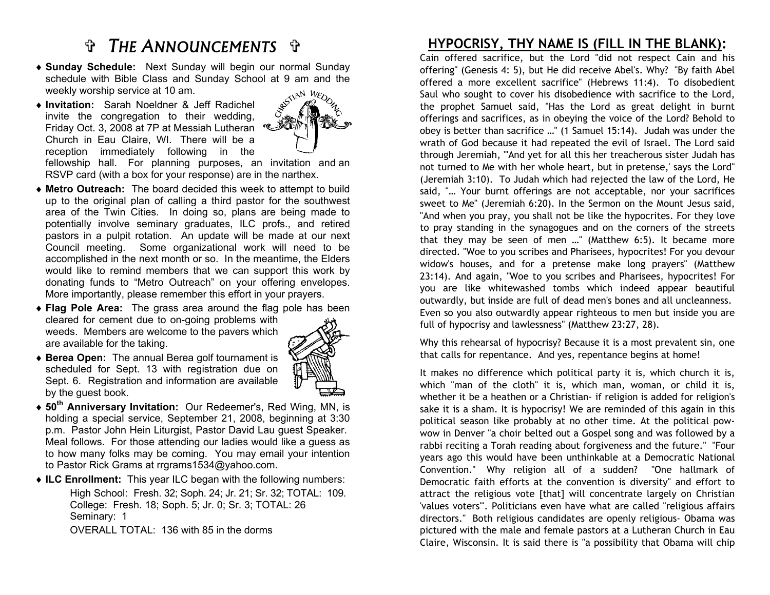# ✞ *The Announcements* ✞

- **Sunday Schedule:** Next Sunday will begin our normal Sunday schedule with Bible Class and Sunday School at 9 am and the weekly worship service at 10 am.
- **Invitation:** Sarah Noeldner & Jeff Radichel invite the congregation to their wedding, Friday Oct. 3, 2008 at 7P at Messiah Lutheran Church in Eau Claire, WI. There will be a reception immediately following in the fellowship hall. For planning purposes, an invitation and an RSVP card (with a box for your response) are in the narthex.
- **Metro Outreach:** The board decided this week to attempt to build up to the original plan of calling a third pastor for the southwest area of the Twin Cities. In doing so, plans are being made to potentially involve seminary graduates, ILC profs., and retired pastors in a pulpit rotation. An update will be made at our next Council meeting. Some organizational work will need to be accomplished in the next month or so. In the meantime, the Elders would like to remind members that we can support this work by donating funds to "Metro Outreach" on your offering envelopes. More importantly, please remember this effort in your prayers.
- **Flag Pole Area:** The grass area around the flag pole has been cleared for cement due to on-going problems with weeds. Members are welcome to the pavers which are available for the taking.
- **Berea Open:** The annual Berea golf tournament is scheduled for Sept. 13 with registration due on Sept. 6. Registration and information are available by the guest book.
- **50th Anniversary Invitation:** Our Redeemer's, Red Wing, MN, is holding a special service, September 21, 2008, beginning at 3:30 p.m. Pastor John Hein Liturgist, Pastor David Lau guest Speaker. Meal follows. For those attending our ladies would like a guess as to how many folks may be coming. You may email your intention to Pastor Rick Grams at rrgrams1534@yahoo.com.
- **ILC Enrollment:** This year ILC began with the following numbers:

  High School: Fresh. 32; Soph. 24; Jr. 21; Sr. 32; TOTAL: 109.
  College: Fresh. 18; Soph. 5; Jr. 0; Sr. 3; TOTAL: 26
  Seminary: 1

  OVERALL TOTAL: 136 with 85 in the dorms

## HYPOCRISY, THY NAME IS (FILL IN THE BLANK):

Cain offered sacrifice, but the Lord "did not respect Cain and his offering" (Genesis 4: 5), but He did receive Abel's. Why? "By faith Abel offered a more excellent sacrifice" (Hebrews 11:4). To disobedient Saul who sought to cover his disobedience with sacrifice to the Lord, the prophet Samuel said, "Has the Lord as great delight in burnt offerings and sacrifices, as in obeying the voice of the Lord? Behold to obey is better than sacrifice …" (1 Samuel 15:14). Judah was under the wrath of God because it had repeated the evil of Israel. The Lord said through Jeremiah, "'And yet for all this her treacherous sister Judah has not turned to Me with her whole heart, but in pretense,' says the Lord" (Jeremiah 3:10). To Judah which had rejected the law of the Lord, He said, "… Your burnt offerings are not acceptable, nor your sacrifices sweet to Me" (Jeremiah 6:20). In the Sermon on the Mount Jesus said, "And when you pray, you shall not be like the hypocrites. For they love to pray standing in the synagogues and on the corners of the streets that they may be seen of men …" (Matthew 6:5). It became more directed. "Woe to you scribes and Pharisees, hypocrites! For you devour widow's houses, and for a pretense make long prayers" (Matthew 23:14). And again, "Woe to you scribes and Pharisees, hypocrites! For you are like whitewashed tombs which indeed appear beautiful outwardly, but inside are full of dead men's bones and all uncleanness. Even so you also outwardly appear righteous to men but inside you are full of hypocrisy and lawlessness" (Matthew 23:27, 28).

Why this rehearsal of hypocrisy? Because it is a most prevalent sin, one that calls for repentance. And yes, repentance begins at home!

It makes no difference which political party it is, which church it is, which "man of the cloth" it is, which man, woman, or child it is, whether it be a heathen or a Christian- if religion is added for religion's sake it is a sham. It is hypocrisy! We are reminded of this again in this political season like probably at no other time. At the political pow-wow in Denver "a choir belted out a Gospel song and was followed by a rabbi reciting a Torah reading about forgiveness and the future." "Four years ago this would have been unthinkable at a Democratic National Convention." Why religion all of a sudden? "One hallmark of Democratic faith efforts at the convention is diversity" and effort to attract the religious vote [that] will concentrate largely on Christian 'values voters'". Politicians even have what are called "religious affairs directors." Both religious candidates are openly religious- Obama was pictured with the male and female pastors at a Lutheran Church in Eau Claire, Wisconsin. It is said there is "a possibility that Obama will chip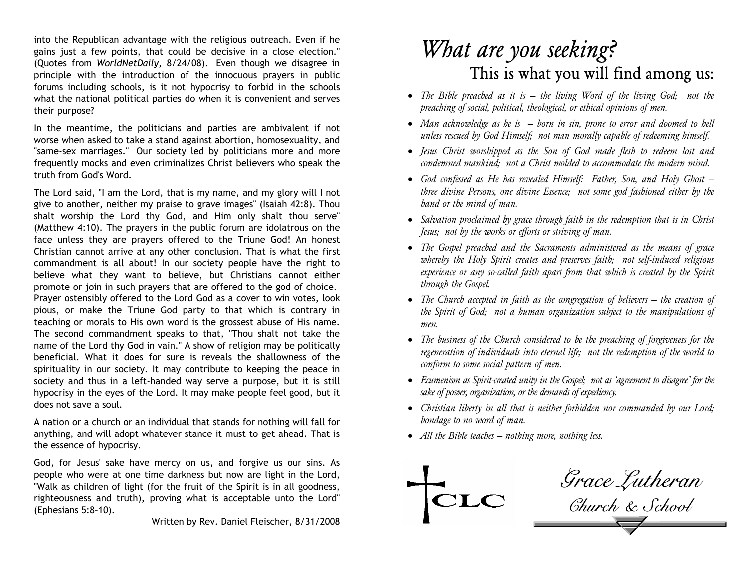into the Republican advantage with the religious outreach. Even if he gains just a few points, that could be decisive in a close election." (Quotes from *WorldNetDaily*, 8/24/08). Even though we disagree in principle with the introduction of the innocuous prayers in public forums including schools, is it not hypocrisy to forbid in the schools what the national political parties do when it is convenient and serves their purpose?

In the meantime, the politicians and parties are ambivalent if not worse when asked to take a stand against abortion, homosexuality, and "same-sex marriages." Our society led by politicians more and more frequently mocks and even criminalizes Christ believers who speak the truth from God's Word.

The Lord said, "I am the Lord, that is my name, and my glory will I not give to another, neither my praise to grave images" (Isaiah 42:8). Thou shalt worship the Lord thy God, and Him only shalt thou serve" (Matthew 4:10). The prayers in the public forum are idolatrous on the face unless they are prayers offered to the Triune God! An honest Christian cannot arrive at any other conclusion. That is what the first commandment is all about! In our society people have the right to believe what they want to believe, but Christians cannot either promote or join in such prayers that are offered to the god of choice. Prayer ostensibly offered to the Lord God as a cover to win votes, look pious, or make the Triune God party to that which is contrary in teaching or morals to His own word is the grossest abuse of His name. The second commandment speaks to that, "Thou shalt not take the name of the Lord thy God in vain." A show of religion may be politically beneficial. What it does for sure is reveals the shallowness of the spirituality in our society. It may contribute to keeping the peace in society and thus in a left-handed way serve a purpose, but it is still hypocrisy in the eyes of the Lord. It may make people feel good, but it does not save a soul.

A nation or a church or an individual that stands for nothing will fall for anything, and will adopt whatever stance it must to get ahead. That is the essence of hypocrisy.

God, for Jesus' sake have mercy on us, and forgive us our sins. As people who were at one time darkness but now are light in the Lord, "Walk as children of light (for the fruit of the Spirit is in all goodness, righteousness and truth), proving what is acceptable unto the Lord" (Ephesians 5:8–10).

Written by Rev. Daniel Fleischer, 8/31/2008

# *What are you seeking?*

## This is what you will find among us:

- *The Bible preached as it is – the living Word of the living God; not the preaching of social, political, theological, or ethical opinions of men.*
- *Man acknowledge as he is – born in sin, prone to error and doomed to hell unless rescued by God Himself; not man morally capable of redeeming himself.*
- *Jesus Christ worshipped as the Son of God made flesh to redeem lost and condemned mankind; not a Christ molded to accommodate the modern mind.*
- *God confessed as He has revealed Himself: Father, Son, and Holy Ghost – three divine Persons, one divine Essence; not some god fashioned either by the hand or the mind of man.*
- *Salvation proclaimed by grace through faith in the redemption that is in Christ Jesus; not by the works or efforts or striving of man.*
- *The Gospel preached and the Sacraments administered as the means of grace whereby the Holy Spirit creates and preserves faith; not self-induced religious experience or any so-called faith apart from that which is created by the Spirit through the Gospel.*
- *The Church accepted in faith as the congregation of believers – the creation of the Spirit of God; not a human organization subject to the manipulations of men.*
- *The business of the Church considered to be the preaching of forgiveness for the regeneration of individuals into eternal life; not the redemption of the world to conform to some social pattern of men.*
- *Ecumenism as Spirit-created unity in the Gospel; not as 'agreement to disagree' for the sake of power, organization, or the demands of expediency.*
- *Christian liberty in all that is neither forbidden nor commanded by our Lord; bondage to no word of man.*
- *All the Bible teaches – nothing more, nothing less.*

CLC

*Grace Lutheran*

*Church & School*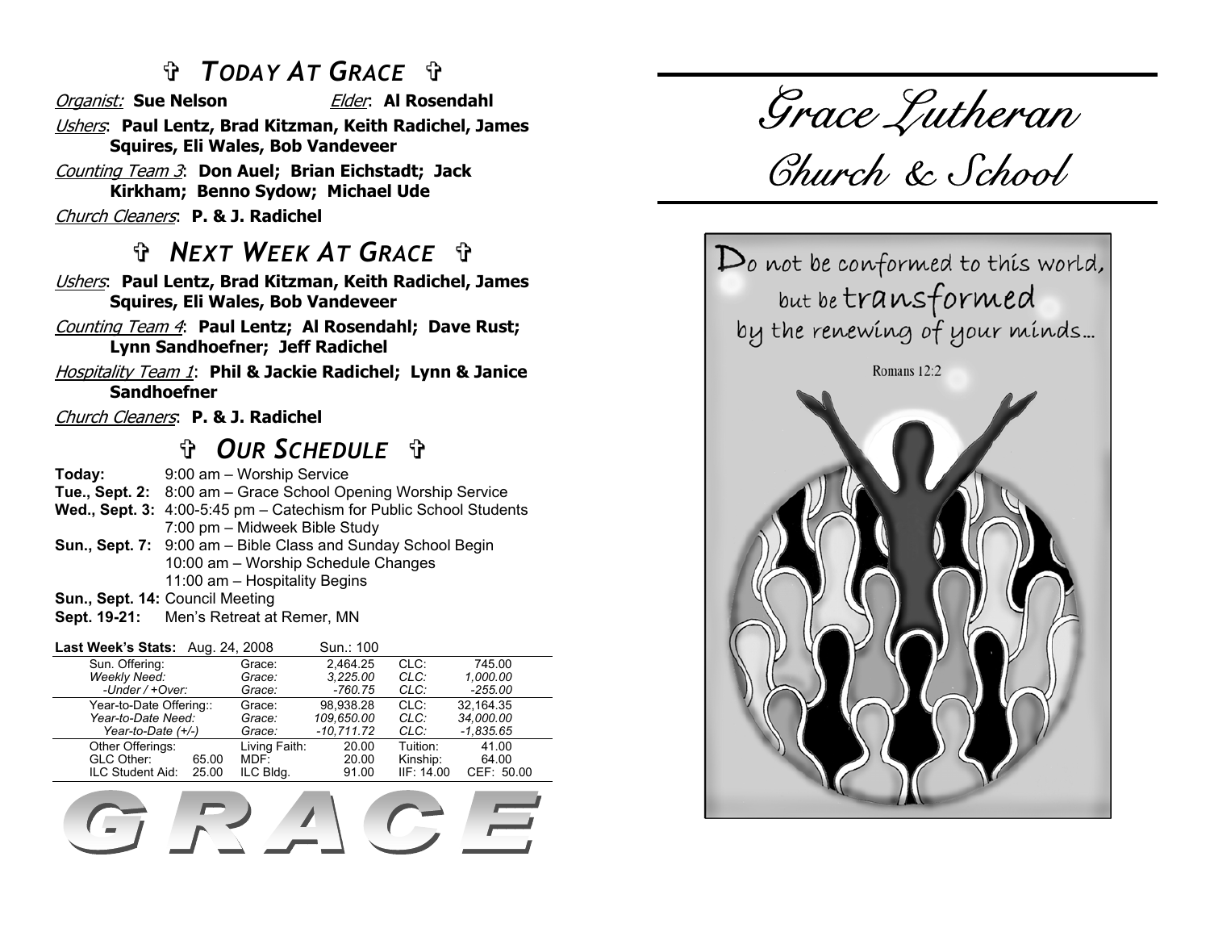## ✞ *TODAY AT GRACE* ✞

*Organist:* **Sue Nelson** *Elder*: **Al Rosendahl**

*Ushers*: **Paul Lentz, Brad Kitzman, Keith Radichel, James Squires, Eli Wales, Bob Vandeveer**

*Counting Team 3*: **Don Auel; Brian Eichstadt; Jack Kirkham; Benno Sydow; Michael Ude**

*Church Cleaners*: **P. & J. Radichel**

## ✞ *NEXT WEEK AT GRACE* ✞

*Ushers*: **Paul Lentz, Brad Kitzman, Keith Radichel, James Squires, Eli Wales, Bob Vandeveer**

*Counting Team 4*: **Paul Lentz; Al Rosendahl; Dave Rust; Lynn Sandhoefner; Jeff Radichel**

*Hospitality Team 1*: **Phil & Jackie Radichel; Lynn & Janice Sandhoefner**

*Church Cleaners*: **P. & J. Radichel**

## ✞ *OUR SCHEDULE* ✞

**Today:** 9:00 am – Worship Service

**Tue., Sept. 2:** 8:00 am – Grace School Opening Worship Service

**Wed., Sept. 3:** 4:00-5:45 pm – Catechism for Public School Students
7:00 pm – Midweek Bible Study

**Sun., Sept. 7:** 9:00 am – Bible Class and Sunday School Begin
10:00 am – Worship Schedule Changes
11:00 am – Hospitality Begins

**Sun., Sept. 14:** Council Meeting

**Sept. 19-21:** Men's Retreat at Remer, MN

**Last Week's Stats:** Aug. 24, 2008 Sun.: 100

| | | | | | |
|---|---|---|---|---|---|
| Sun. Offering: | Grace: | 2,464.25 | CLC: | 745.00 | |
| *Weekly Need:* | *Grace:* | *3,225.00* | *CLC:* | *1,000.00* | |
| *-Under / +Over:* | *Grace:* | *-760.75* | *CLC:* | *-255.00* | |
| Year-to-Date Offering:: | Grace: | 98,938.28 | CLC: | 32,164.35 | |
| *Year-to-Date Need:* | *Grace:* | *109,650.00* | *CLC:* | *34,000.00* | |
| *Year-to-Date (+/-)* | *Grace:* | *-10,711.72* | *CLC:* | *-1,835.65* | |
| Other Offerings: | Living Faith: | 20.00 | Tuition: | 41.00 | |
| GLC Other: 65.00 | MDF: | 20.00 | Kinship: | 64.00 | |
| ILC Student Aid: 25.00 | ILC Bldg. | 91.00 | IIF: 14.00 | CEF: 50.00 | |

GRACE

# Grace Lutheran Church & School

Do not be conformed to this world, but be transformed by the renewing of your minds...

Romans 12:2